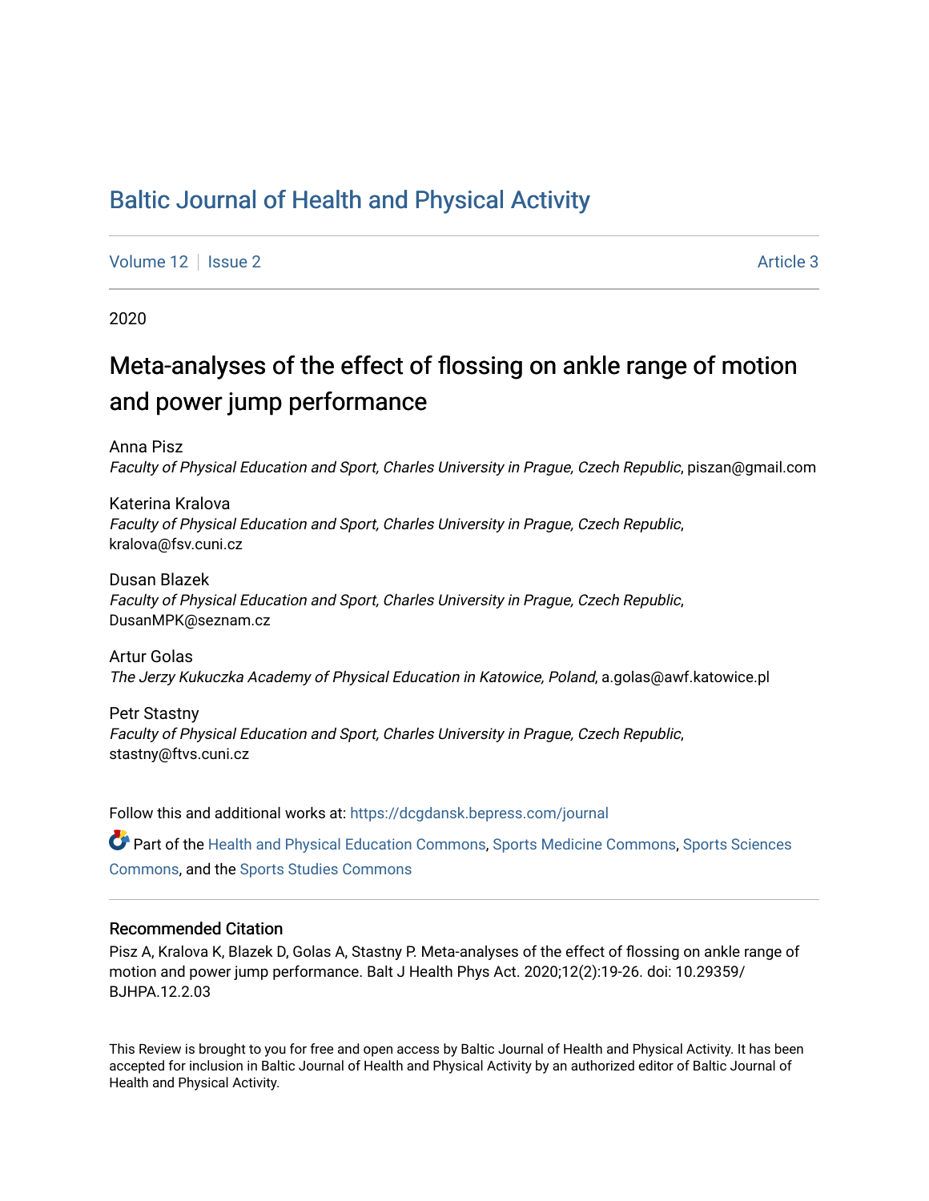# Baltic Journal of Health and Physical Activity

Volume 12 | Issue 2 Article 3

2020

## Meta-analyses of the effect of flossing on ankle range of motion and power jump performance

Anna Pisz
*Faculty of Physical Education and Sport, Charles University in Prague, Czech Republic*, piszan@gmail.com

Katerina Kralova
*Faculty of Physical Education and Sport, Charles University in Prague, Czech Republic*, kralova@fsv.cuni.cz

Dusan Blazek
*Faculty of Physical Education and Sport, Charles University in Prague, Czech Republic*, DusanMPK@seznam.cz

Artur Golas
*The Jerzy Kukuczka Academy of Physical Education in Katowice, Poland*, a.golas@awf.katowice.pl

Petr Stastny
*Faculty of Physical Education and Sport, Charles University in Prague, Czech Republic*, stastny@ftvs.cuni.cz

Follow this and additional works at: https://dcgdansk.bepress.com/journal

Part of the Health and Physical Education Commons, Sports Medicine Commons, Sports Sciences Commons, and the Sports Studies Commons

### Recommended Citation

Pisz A, Kralova K, Blazek D, Golas A, Stastny P. Meta-analyses of the effect of flossing on ankle range of motion and power jump performance. Balt J Health Phys Act. 2020;12(2):19-26. doi: 10.29359/BJHPA.12.2.03

This Review is brought to you for free and open access by Baltic Journal of Health and Physical Activity. It has been accepted for inclusion in Baltic Journal of Health and Physical Activity by an authorized editor of Baltic Journal of Health and Physical Activity.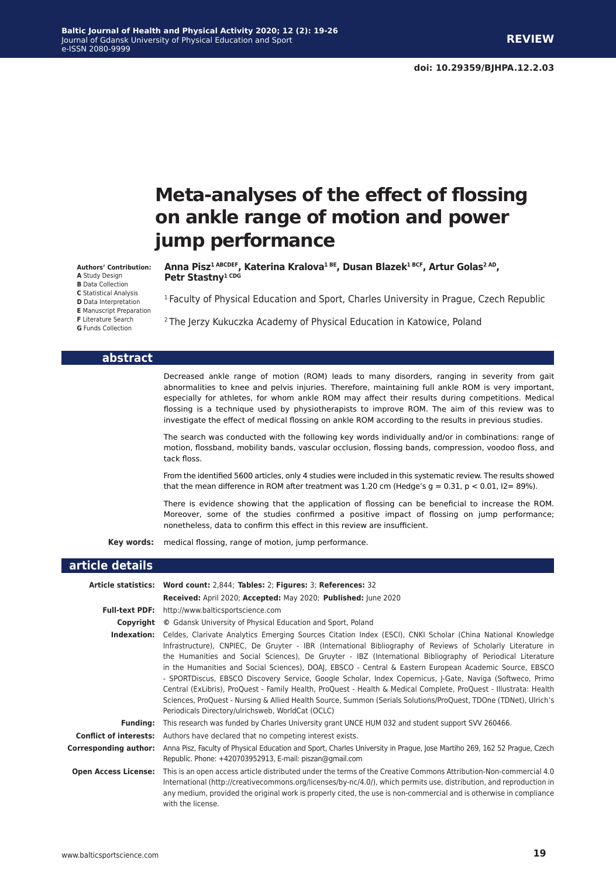**REVIEW**

**doi: 10.29359/BJHPA.12.2.03**

# Meta-analyses of the effect of flossing on ankle range of motion and power jump performance

**Authors' Contribution:**
**A** Study Design
**B** Data Collection
**C** Statistical Analysis
**D** Data Interpretation
**E** Manuscript Preparation
**F** Literature Search
**G** Funds Collection

**Anna Pisz**[1 ABCDEF], **Katerina Kralova**[1 BE], **Dusan Blazek**[1 BCF], **Artur Golas**[2 AD], **Petr Stastny**[1 CDG]

[1] Faculty of Physical Education and Sport, Charles University in Prague, Czech Republic

[2] The Jerzy Kukuczka Academy of Physical Education in Katowice, Poland

## abstract

Decreased ankle range of motion (ROM) leads to many disorders, ranging in severity from gait abnormalities to knee and pelvis injuries. Therefore, maintaining full ankle ROM is very important, especially for athletes, for whom ankle ROM may affect their results during competitions. Medical flossing is a technique used by physiotherapists to improve ROM. The aim of this review was to investigate the effect of medical flossing on ankle ROM according to the results in previous studies.

The search was conducted with the following key words individually and/or in combinations: range of motion, flossband, mobility bands, vascular occlusion, flossing bands, compression, voodoo floss, and tack floss.

From the identified 5600 articles, only 4 studies were included in this systematic review. The results showed that the mean difference in ROM after treatment was 1.20 cm (Hedge's g = 0.31, $p < 0.01$, I2= 89%).

There is evidence showing that the application of flossing can be beneficial to increase the ROM. Moreover, some of the studies confirmed a positive impact of flossing on jump performance; nonetheless, data to confirm this effect in this review are insufficient.

**Key words:** medical flossing, range of motion, jump performance.

## article details

**Article statistics:** **Word count:** 2,844; **Tables:** 2; **Figures:** 3; **References:** 32

**Received:** April 2020; **Accepted:** May 2020; **Published:** June 2020

**Full-text PDF:** http://www.balticsportscience.com

**Copyright** © Gdansk University of Physical Education and Sport, Poland

**Indexation:** Celdes, Clarivate Analytics Emerging Sources Citation Index (ESCI), CNKI Scholar (China National Knowledge Infrastructure), CNPIEC, De Gruyter - IBR (International Bibliography of Reviews of Scholarly Literature in the Humanities and Social Sciences), De Gruyter - IBZ (International Bibliography of Periodical Literature in the Humanities and Social Sciences), DOAJ, EBSCO - Central & Eastern European Academic Source, EBSCO - SPORTDiscus, EBSCO Discovery Service, Google Scholar, Index Copernicus, J-Gate, Naviga (Softweco, Primo Central (ExLibris), ProQuest - Family Health, ProQuest - Health & Medical Complete, ProQuest - Illustrata: Health Sciences, ProQuest - Nursing & Allied Health Source, Summon (Serials Solutions/ProQuest, TDOne (TDNet), Ulrich's Periodicals Directory/ulrichsweb, WorldCat (OCLC)

**Funding:** This research was funded by Charles University grant UNCE HUM 032 and student support SVV 260466.

**Conflict of interests:** Authors have declared that no competing interest exists.

**Corresponding author:** Anna Pisz, Faculty of Physical Education and Sport, Charles University in Prague, Jose Martiho 269, 162 52 Prague, Czech Republic. Phone: +420703952913, E-mail: piszan@gmail.com

**Open Access License:** This is an open access article distributed under the terms of the Creative Commons Attribution-Non-commercial 4.0 International (http://creativecommons.org/licenses/by-nc/4.0/), which permits use, distribution, and reproduction in any medium, provided the original work is properly cited, the use is non-commercial and is otherwise in compliance with the license.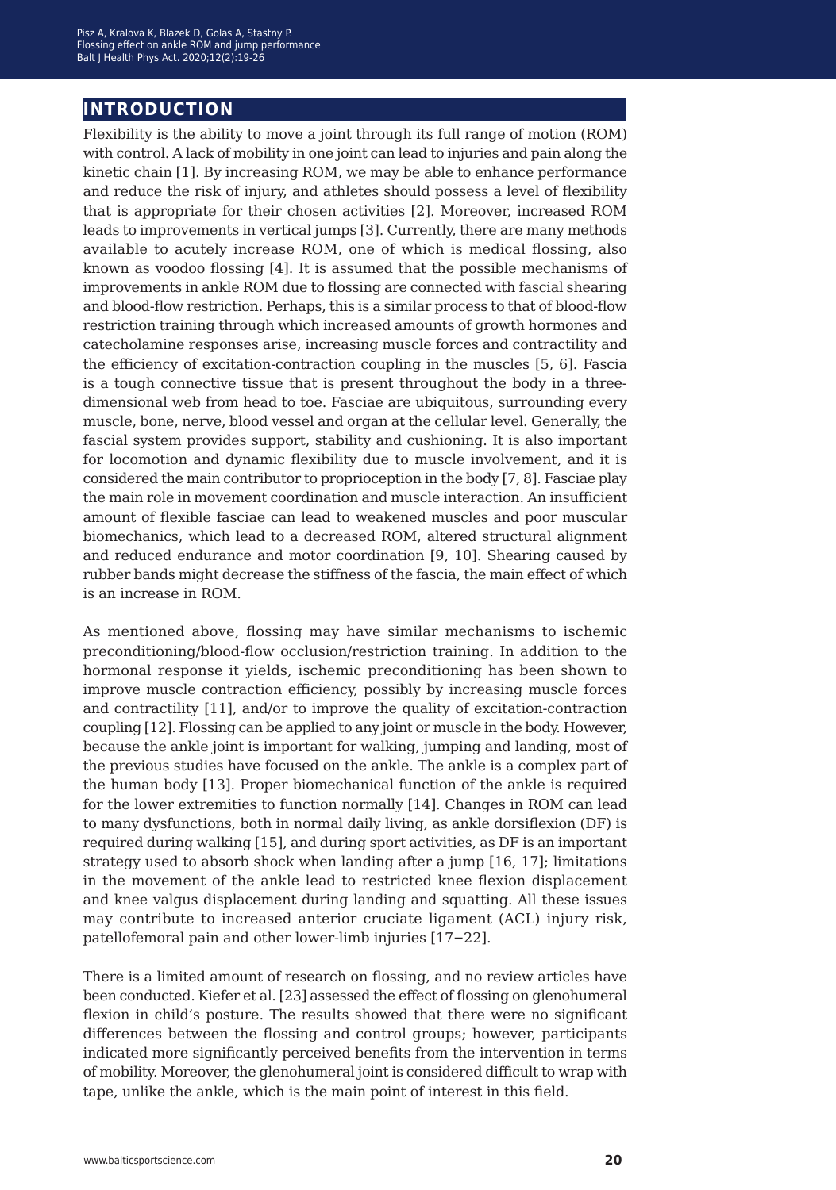## INTRODUCTION

Flexibility is the ability to move a joint through its full range of motion (ROM) with control. A lack of mobility in one joint can lead to injuries and pain along the kinetic chain [1]. By increasing ROM, we may be able to enhance performance and reduce the risk of injury, and athletes should possess a level of flexibility that is appropriate for their chosen activities [2]. Moreover, increased ROM leads to improvements in vertical jumps [3]. Currently, there are many methods available to acutely increase ROM, one of which is medical flossing, also known as voodoo flossing [4]. It is assumed that the possible mechanisms of improvements in ankle ROM due to flossing are connected with fascial shearing and blood-flow restriction. Perhaps, this is a similar process to that of blood-flow restriction training through which increased amounts of growth hormones and catecholamine responses arise, increasing muscle forces and contractility and the efficiency of excitation-contraction coupling in the muscles [5, 6]. Fascia is a tough connective tissue that is present throughout the body in a three-dimensional web from head to toe. Fasciae are ubiquitous, surrounding every muscle, bone, nerve, blood vessel and organ at the cellular level. Generally, the fascial system provides support, stability and cushioning. It is also important for locomotion and dynamic flexibility due to muscle involvement, and it is considered the main contributor to proprioception in the body [7, 8]. Fasciae play the main role in movement coordination and muscle interaction. An insufficient amount of flexible fasciae can lead to weakened muscles and poor muscular biomechanics, which lead to a decreased ROM, altered structural alignment and reduced endurance and motor coordination [9, 10]. Shearing caused by rubber bands might decrease the stiffness of the fascia, the main effect of which is an increase in ROM.

As mentioned above, flossing may have similar mechanisms to ischemic preconditioning/blood-flow occlusion/restriction training. In addition to the hormonal response it yields, ischemic preconditioning has been shown to improve muscle contraction efficiency, possibly by increasing muscle forces and contractility [11], and/or to improve the quality of excitation-contraction coupling [12]. Flossing can be applied to any joint or muscle in the body. However, because the ankle joint is important for walking, jumping and landing, most of the previous studies have focused on the ankle. The ankle is a complex part of the human body [13]. Proper biomechanical function of the ankle is required for the lower extremities to function normally [14]. Changes in ROM can lead to many dysfunctions, both in normal daily living, as ankle dorsiflexion (DF) is required during walking [15], and during sport activities, as DF is an important strategy used to absorb shock when landing after a jump [16, 17]; limitations in the movement of the ankle lead to restricted knee flexion displacement and knee valgus displacement during landing and squatting. All these issues may contribute to increased anterior cruciate ligament (ACL) injury risk, patellofemoral pain and other lower-limb injuries [17−22].

There is a limited amount of research on flossing, and no review articles have been conducted. Kiefer et al. [23] assessed the effect of flossing on glenohumeral flexion in child's posture. The results showed that there were no significant differences between the flossing and control groups; however, participants indicated more significantly perceived benefits from the intervention in terms of mobility. Moreover, the glenohumeral joint is considered difficult to wrap with tape, unlike the ankle, which is the main point of interest in this field.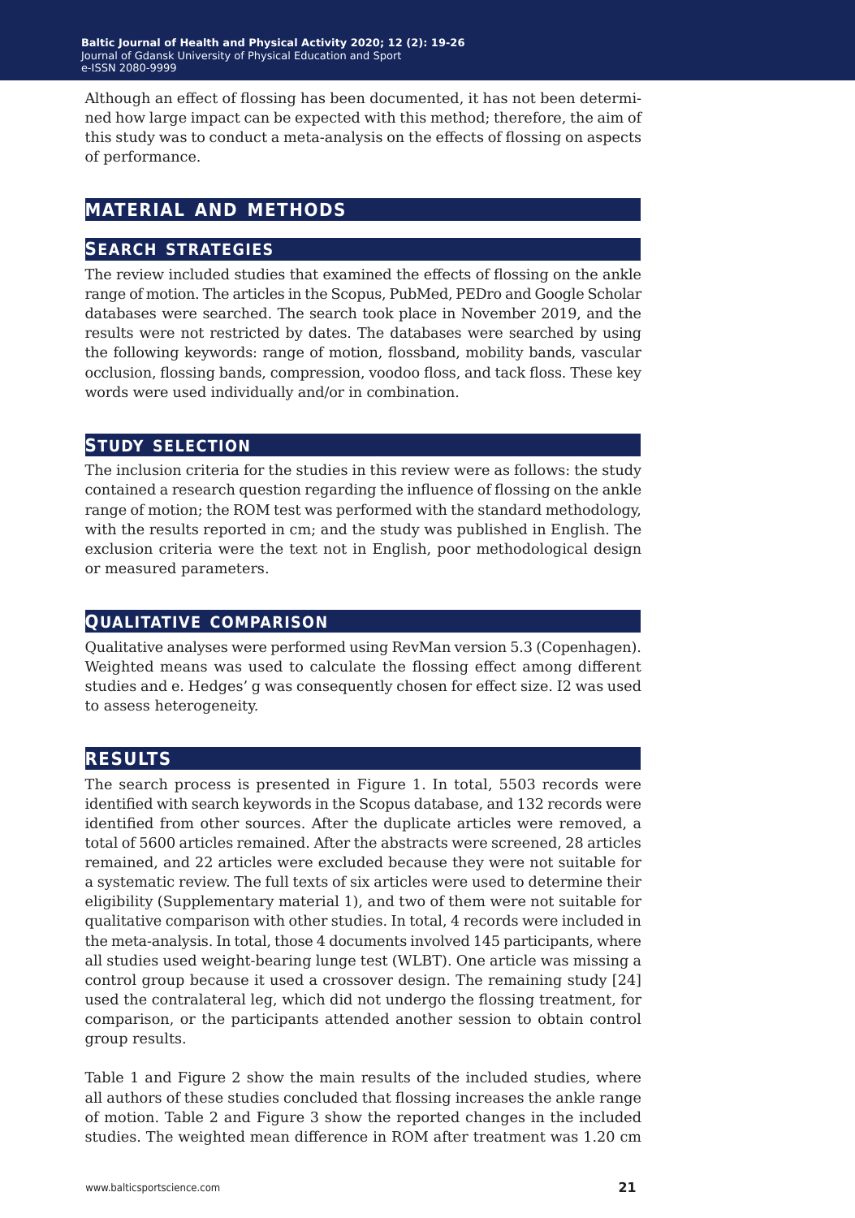Although an effect of flossing has been documented, it has not been determined how large impact can be expected with this method; therefore, the aim of this study was to conduct a meta-analysis on the effects of flossing on aspects of performance.

## MATERIAL AND METHODS

### SEARCH STRATEGIES

The review included studies that examined the effects of flossing on the ankle range of motion. The articles in the Scopus, PubMed, PEDro and Google Scholar databases were searched. The search took place in November 2019, and the results were not restricted by dates. The databases were searched by using the following keywords: range of motion, flossband, mobility bands, vascular occlusion, flossing bands, compression, voodoo floss, and tack floss. These key words were used individually and/or in combination.

### STUDY SELECTION

The inclusion criteria for the studies in this review were as follows: the study contained a research question regarding the influence of flossing on the ankle range of motion; the ROM test was performed with the standard methodology, with the results reported in cm; and the study was published in English. The exclusion criteria were the text not in English, poor methodological design or measured parameters.

### QUALITATIVE COMPARISON

Qualitative analyses were performed using RevMan version 5.3 (Copenhagen). Weighted means was used to calculate the flossing effect among different studies and e. Hedges' g was consequently chosen for effect size. I2 was used to assess heterogeneity.

## RESULTS

The search process is presented in Figure 1. In total, 5503 records were identified with search keywords in the Scopus database, and 132 records were identified from other sources. After the duplicate articles were removed, a total of 5600 articles remained. After the abstracts were screened, 28 articles remained, and 22 articles were excluded because they were not suitable for a systematic review. The full texts of six articles were used to determine their eligibility (Supplementary material 1), and two of them were not suitable for qualitative comparison with other studies. In total, 4 records were included in the meta-analysis. In total, those 4 documents involved 145 participants, where all studies used weight-bearing lunge test (WLBT). One article was missing a control group because it used a crossover design. The remaining study [24] used the contralateral leg, which did not undergo the flossing treatment, for comparison, or the participants attended another session to obtain control group results.

Table 1 and Figure 2 show the main results of the included studies, where all authors of these studies concluded that flossing increases the ankle range of motion. Table 2 and Figure 3 show the reported changes in the included studies. The weighted mean difference in ROM after treatment was 1.20 cm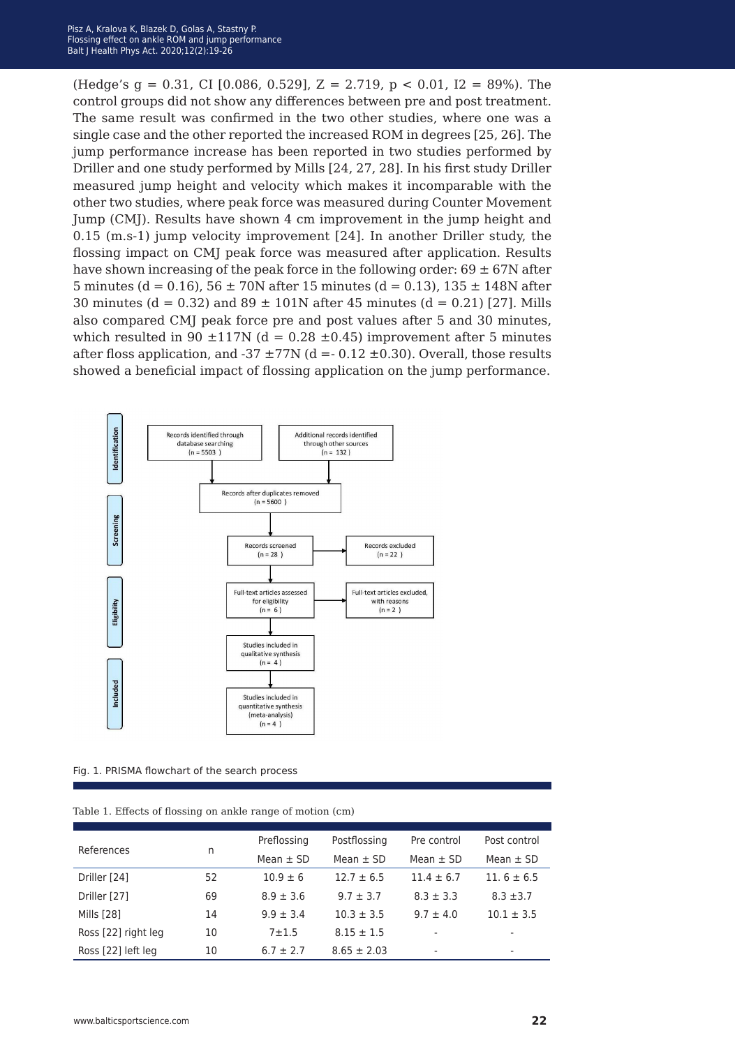(Hedge's g = 0.31, CI [0.086, 0.529], Z = 2.719, $p < 0.01$, I2 = 89%). The control groups did not show any differences between pre and post treatment. The same result was confirmed in the two other studies, where one was a single case and the other reported the increased ROM in degrees [25, 26]. The jump performance increase has been reported in two studies performed by Driller and one study performed by Mills [24, 27, 28]. In his first study Driller measured jump height and velocity which makes it incomparable with the other two studies, where peak force was measured during Counter Movement Jump (CMJ). Results have shown 4 cm improvement in the jump height and 0.15 (m.s-1) jump velocity improvement [24]. In another Driller study, the flossing impact on CMJ peak force was measured after application. Results have shown increasing of the peak force in the following order: 69 ± 67N after 5 minutes (d = 0.16), 56 ± 70N after 15 minutes (d = 0.13), 135 ± 148N after 30 minutes (d = 0.32) and 89 ± 101N after 45 minutes (d = 0.21) [27]. Mills also compared CMJ peak force pre and post values after 5 and 30 minutes, which resulted in 90 ±117N (d = 0.28 ±0.45) improvement after 5 minutes after floss application, and -37 ±77N (d =- 0.12 ±0.30). Overall, those results showed a beneficial impact of flossing application on the jump performance.

Identification

Records identified through database searching (n = 5503 )

Additional records identified through other sources (n = 132 )

Records after duplicates removed (n = 5600 )

Screening

Records screened (n = 28 )

Records excluded (n = 22 )

Eligibility

Full-text articles assessed for eligibility (n = 6 )

Full-text articles excluded, with reasons (n = 2 )

Included

Studies included in qualitative synthesis (n = 4 )

Studies included in quantitative synthesis (meta-analysis) (n = 4 )

Fig. 1. PRISMA flowchart of the search process

Table 1. Effects of flossing on ankle range of motion (cm)

| References | n | Preflossing | Postflossing | Pre control | Post control |
|---|---|---|---|---|---|
| | | Mean ± SD | Mean ± SD | Mean ± SD | Mean ± SD |
| Driller [24] | 52 | 10.9 ± 6 | 12.7 ± 6.5 | 11.4 ± 6.7 | 11. 6 ± 6.5 |
| Driller [27] | 69 | 8.9 ± 3.6 | 9.7 ± 3.7 | 8.3 ± 3.3 | 8.3 ±3.7 |
| Mills [28] | 14 | 9.9 ± 3.4 | 10.3 ± 3.5 | 9.7 ± 4.0 | 10.1 ± 3.5 |
| Ross [22] right leg | 10 | 7±1.5 | 8.15 ± 1.5 | - | - |
| Ross [22] left leg | 10 | 6.7 ± 2.7 | 8.65 ± 2.03 | - | - |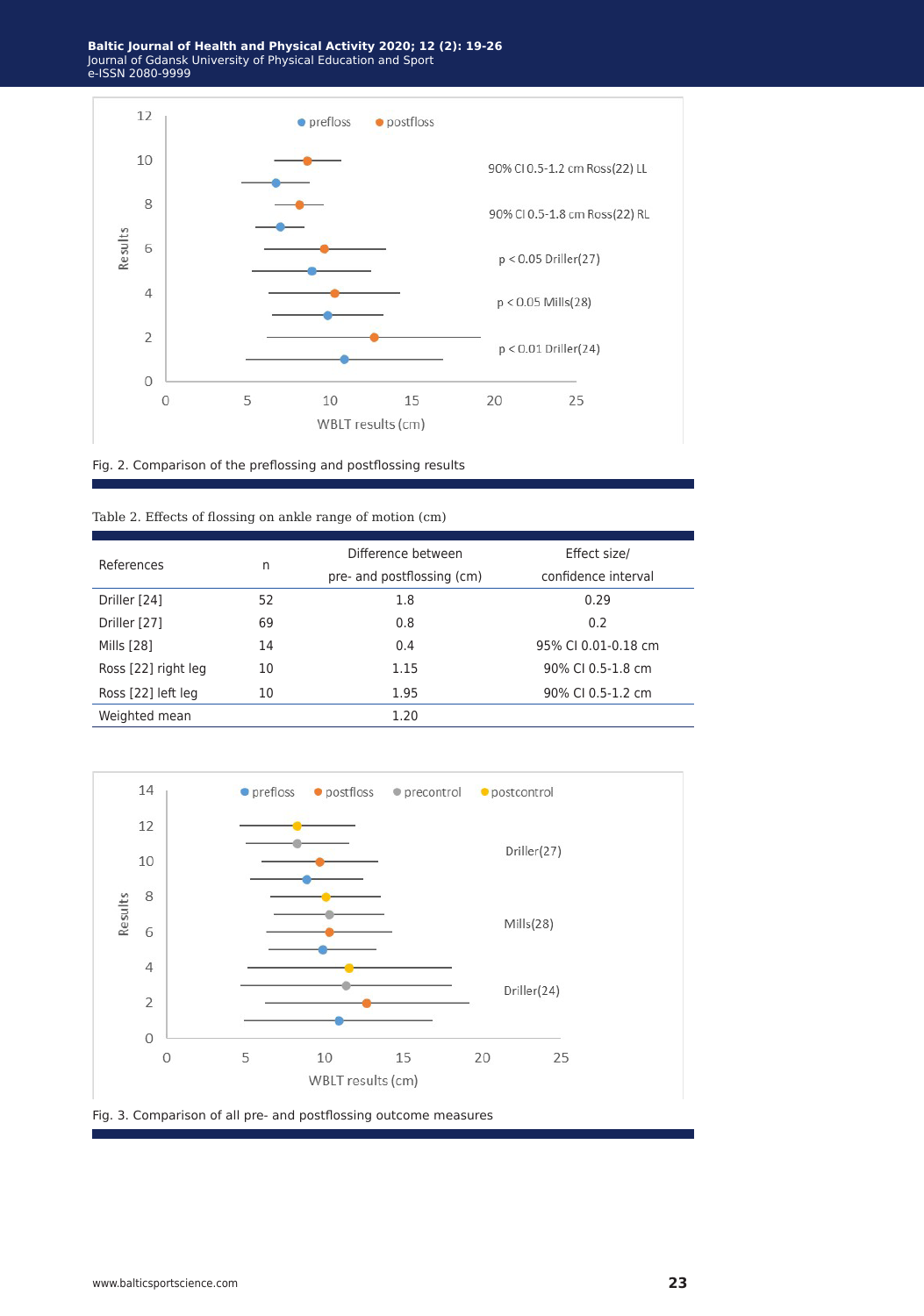12

10

8

6

4

2

0

0 5 10 15 20 25

Results

WBLT results (cm)

prefloss postfloss

90% CI 0.5-1.2 cm Ross(22) LL

90% CI 0.5-1.8 cm Ross(22) RL

p < 0.05 Driller(27)

p < 0.05 Mills(28)

p < 0.01 Driller(24)

Fig. 2. Comparison of the preflossing and postflossing results

Table 2. Effects of flossing on ankle range of motion (cm)

| References | n | Difference between pre- and postflossing (cm) | Effect size/ confidence interval |
|---|---|---|---|
| Driller [24] | 52 | 1.8 | 0.29 |
| Driller [27] | 69 | 0.8 | 0.2 |
| Mills [28] | 14 | 0.4 | 95% CI 0.01-0.18 cm |
| Ross [22] right leg | 10 | 1.15 | 90% CI 0.5-1.8 cm |
| Ross [22] left leg | 10 | 1.95 | 90% CI 0.5-1.2 cm |
| Weighted mean | | 1.20 | |

14

12

10

8

6

4

2

0

0 5 10 15 20 25

Results

WBLT results (cm)

prefloss postfloss precontrol postcontrol

Driller(27)

Mills(28)

Driller(24)

Fig. 3. Comparison of all pre- and postflossing outcome measures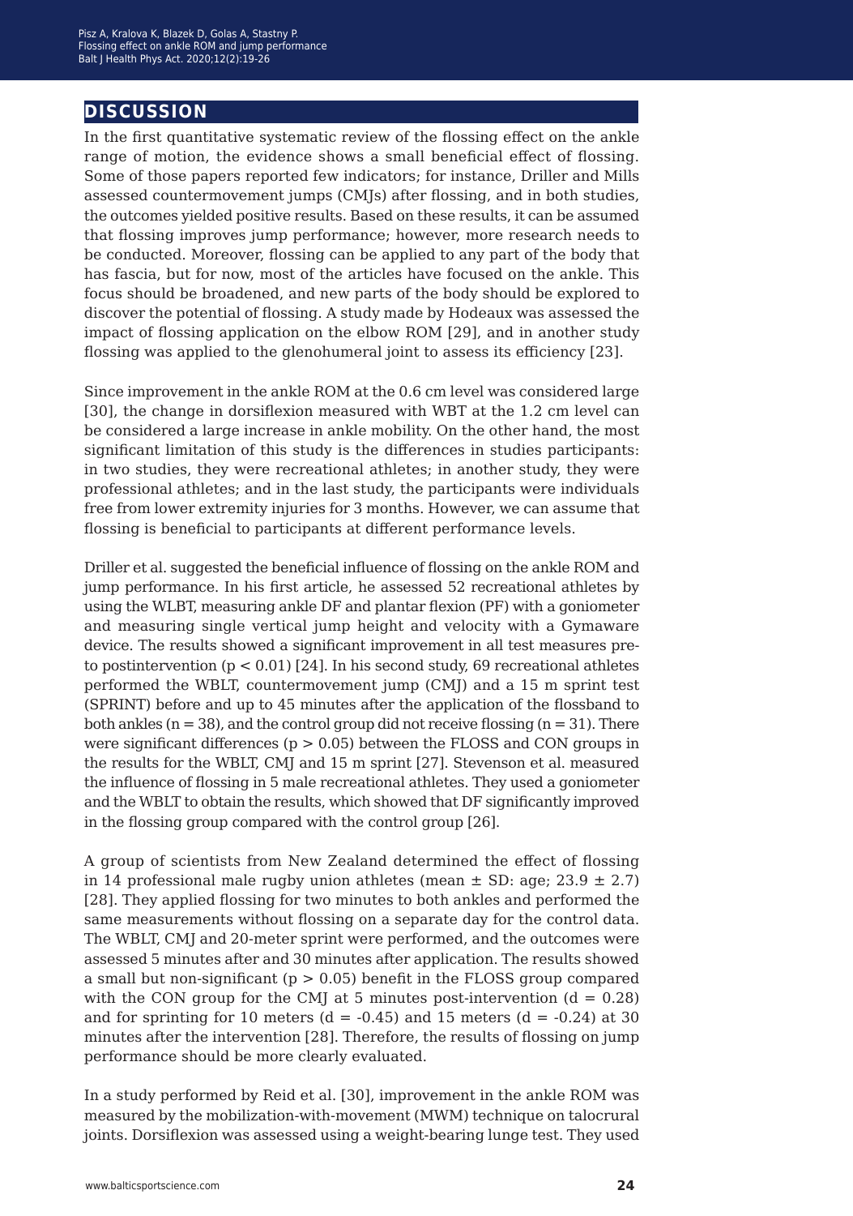## DISCUSSION

In the first quantitative systematic review of the flossing effect on the ankle range of motion, the evidence shows a small beneficial effect of flossing. Some of those papers reported few indicators; for instance, Driller and Mills assessed countermovement jumps (CMJs) after flossing, and in both studies, the outcomes yielded positive results. Based on these results, it can be assumed that flossing improves jump performance; however, more research needs to be conducted. Moreover, flossing can be applied to any part of the body that has fascia, but for now, most of the articles have focused on the ankle. This focus should be broadened, and new parts of the body should be explored to discover the potential of flossing. A study made by Hodeaux was assessed the impact of flossing application on the elbow ROM [29], and in another study flossing was applied to the glenohumeral joint to assess its efficiency [23].

Since improvement in the ankle ROM at the 0.6 cm level was considered large [30], the change in dorsiflexion measured with WBT at the 1.2 cm level can be considered a large increase in ankle mobility. On the other hand, the most significant limitation of this study is the differences in studies participants: in two studies, they were recreational athletes; in another study, they were professional athletes; and in the last study, the participants were individuals free from lower extremity injuries for 3 months. However, we can assume that flossing is beneficial to participants at different performance levels.

Driller et al. suggested the beneficial influence of flossing on the ankle ROM and jump performance. In his first article, he assessed 52 recreational athletes by using the WLBT, measuring ankle DF and plantar flexion (PF) with a goniometer and measuring single vertical jump height and velocity with a Gymaware device. The results showed a significant improvement in all test measures pre-to postintervention ($p < 0.01$) [24]. In his second study, 69 recreational athletes performed the WBLT, countermovement jump (CMJ) and a 15 m sprint test (SPRINT) before and up to 45 minutes after the application of the flossband to both ankles ($n = 38$), and the control group did not receive flossing ($n = 31$). There were significant differences ($p > 0.05$) between the FLOSS and CON groups in the results for the WBLT, CMJ and 15 m sprint [27]. Stevenson et al. measured the influence of flossing in 5 male recreational athletes. They used a goniometer and the WBLT to obtain the results, which showed that DF significantly improved in the flossing group compared with the control group [26].

A group of scientists from New Zealand determined the effect of flossing in 14 professional male rugby union athletes (mean ± SD: age; 23.9 ± 2.7) [28]. They applied flossing for two minutes to both ankles and performed the same measurements without flossing on a separate day for the control data. The WBLT, CMJ and 20-meter sprint were performed, and the outcomes were assessed 5 minutes after and 30 minutes after application. The results showed a small but non-significant ($p > 0.05$) benefit in the FLOSS group compared with the CON group for the CMJ at 5 minutes post-intervention ($d = 0.28$) and for sprinting for 10 meters ($d = -0.45$) and 15 meters ($d = -0.24$) at 30 minutes after the intervention [28]. Therefore, the results of flossing on jump performance should be more clearly evaluated.

In a study performed by Reid et al. [30], improvement in the ankle ROM was measured by the mobilization-with-movement (MWM) technique on talocrural joints. Dorsiflexion was assessed using a weight-bearing lunge test. They used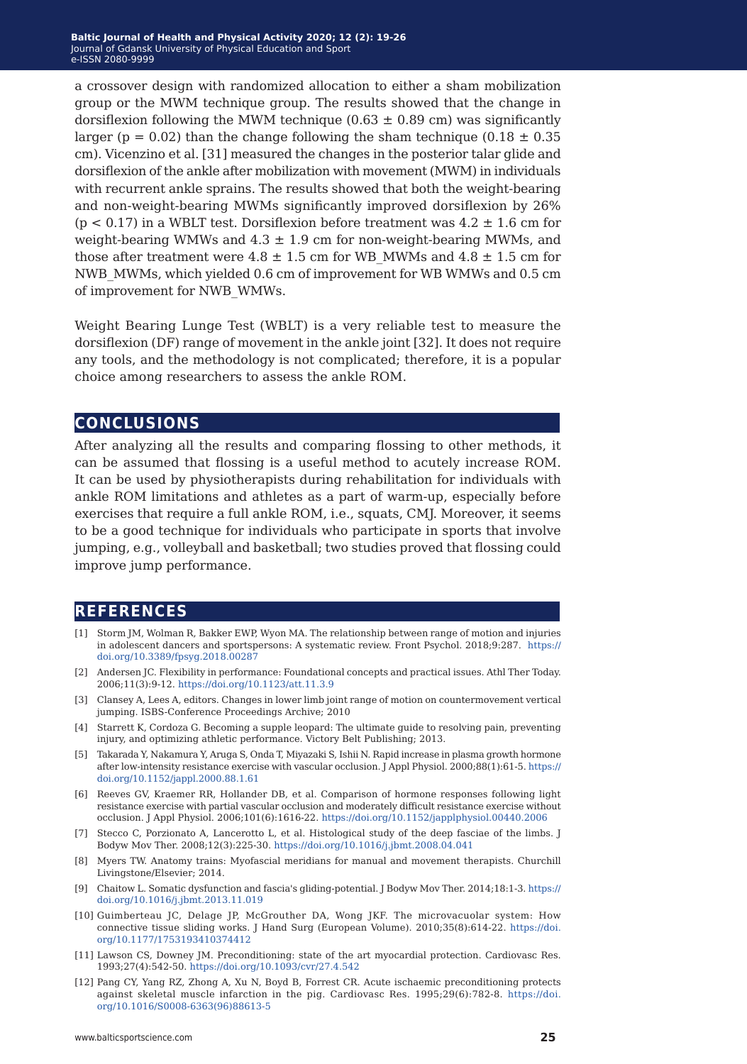a crossover design with randomized allocation to either a sham mobilization group or the MWM technique group. The results showed that the change in dorsiflexion following the MWM technique (0.63 ± 0.89 cm) was significantly larger ($p = 0.02$) than the change following the sham technique (0.18 ± 0.35 cm). Vicenzino et al. [31] measured the changes in the posterior talar glide and dorsiflexion of the ankle after mobilization with movement (MWM) in individuals with recurrent ankle sprains. The results showed that both the weight-bearing and non-weight-bearing MWMs significantly improved dorsiflexion by 26% ($p < 0.17$) in a WBLT test. Dorsiflexion before treatment was 4.2 ± 1.6 cm for weight-bearing WMWs and 4.3 ± 1.9 cm for non-weight-bearing MWMs, and those after treatment were 4.8 ± 1.5 cm for WB_MWMs and 4.8 ± 1.5 cm for NWB_MWMs, which yielded 0.6 cm of improvement for WB WMWs and 0.5 cm of improvement for NWB_WMWs.

Weight Bearing Lunge Test (WBLT) is a very reliable test to measure the dorsiflexion (DF) range of movement in the ankle joint [32]. It does not require any tools, and the methodology is not complicated; therefore, it is a popular choice among researchers to assess the ankle ROM.

## CONCLUSIONS

After analyzing all the results and comparing flossing to other methods, it can be assumed that flossing is a useful method to acutely increase ROM. It can be used by physiotherapists during rehabilitation for individuals with ankle ROM limitations and athletes as a part of warm-up, especially before exercises that require a full ankle ROM, i.e., squats, CMJ. Moreover, it seems to be a good technique for individuals who participate in sports that involve jumping, e.g., volleyball and basketball; two studies proved that flossing could improve jump performance.

## REFERENCES

[1] Storm JM, Wolman R, Bakker EWP, Wyon MA. The relationship between range of motion and injuries in adolescent dancers and sportspersons: A systematic review. Front Psychol. 2018;9:287. https://doi.org/10.3389/fpsyg.2018.00287

[2] Andersen JC. Flexibility in performance: Foundational concepts and practical issues. Athl Ther Today. 2006;11(3):9-12. https://doi.org/10.1123/att.11.3.9

[3] Clansey A, Lees A, editors. Changes in lower limb joint range of motion on countermovement vertical jumping. ISBS-Conference Proceedings Archive; 2010

[4] Starrett K, Cordoza G. Becoming a supple leopard: The ultimate guide to resolving pain, preventing injury, and optimizing athletic performance. Victory Belt Publishing; 2013.

[5] Takarada Y, Nakamura Y, Aruga S, Onda T, Miyazaki S, Ishii N. Rapid increase in plasma growth hormone after low-intensity resistance exercise with vascular occlusion. J Appl Physiol. 2000;88(1):61-5. https://doi.org/10.1152/jappl.2000.88.1.61

[6] Reeves GV, Kraemer RR, Hollander DB, et al. Comparison of hormone responses following light resistance exercise with partial vascular occlusion and moderately difficult resistance exercise without occlusion. J Appl Physiol. 2006;101(6):1616-22. https://doi.org/10.1152/japplphysiol.00440.2006

[7] Stecco C, Porzionato A, Lancerotto L, et al. Histological study of the deep fasciae of the limbs. J Bodyw Mov Ther. 2008;12(3):225-30. https://doi.org/10.1016/j.jbmt.2008.04.041

[8] Myers TW. Anatomy trains: Myofascial meridians for manual and movement therapists. Churchill Livingstone/Elsevier; 2014.

[9] Chaitow L. Somatic dysfunction and fascia's gliding-potential. J Bodyw Mov Ther. 2014;18:1-3. https://doi.org/10.1016/j.jbmt.2013.11.019

[10] Guimberteau JC, Delage JP, McGrouther DA, Wong JKF. The microvacuolar system: How connective tissue sliding works. J Hand Surg (European Volume). 2010;35(8):614-22. https://doi.org/10.1177/1753193410374412

[11] Lawson CS, Downey JM. Preconditioning: state of the art myocardial protection. Cardiovasc Res. 1993;27(4):542-50. https://doi.org/10.1093/cvr/27.4.542

[12] Pang CY, Yang RZ, Zhong A, Xu N, Boyd B, Forrest CR. Acute ischaemic preconditioning protects against skeletal muscle infarction in the pig. Cardiovasc Res. 1995;29(6):782-8. https://doi.org/10.1016/S0008-6363(96)88613-5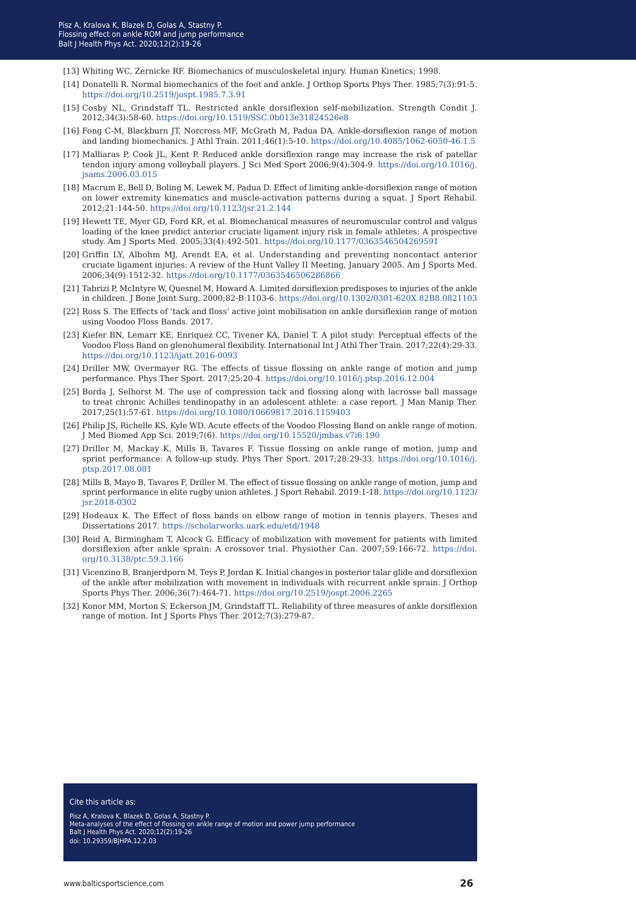[13] Whiting WC, Zernicke RF. Biomechanics of musculoskeletal injury. Human Kinetics; 1998.

[14] Donatelli R. Normal biomechanics of the foot and ankle. J Orthop Sports Phys Ther. 1985;7(3):91-5. https://doi.org/10.2519/jospt.1985.7.3.91

[15] Cosby NL, Grindstaff TL. Restricted ankle dorsiflexion self-mobilization. Strength Condit J. 2012;34(3):58-60. https://doi.org/10.1519/SSC.0b013e31824526e8

[16] Fong C-M, Blackburn JT, Norcross MF, McGrath M, Padua DA. Ankle-dorsiflexion range of motion and landing biomechanics. J Athl Train. 2011;46(1):5-10. https://doi.org/10.4085/1062-6050-46.1.5

[17] Malliaras P, Cook JL, Kent P. Reduced ankle dorsiflexion range may increase the risk of patellar tendon injury among volleyball players. J Sci Med Sport 2006;9(4):304-9. https://doi.org/10.1016/j.jsams.2006.03.015

[18] Macrum E, Bell D, Boling M, Lewek M, Padua D. Effect of limiting ankle-dorsiflexion range of motion on lower extremity kinematics and muscle-activation patterns during a squat. J Sport Rehabil. 2012;21:144-50. https://doi.org/10.1123/jsr.21.2.144

[19] Hewett TE, Myer GD, Ford KR, et al. Biomechanical measures of neuromuscular control and valgus loading of the knee predict anterior cruciate ligament injury risk in female athletes: A prospective study. Am J Sports Med. 2005;33(4):492-501. https://doi.org/10.1177/0363546504269591

[20] Griffin LY, Albohm MJ, Arendt EA, et al. Understanding and preventing noncontact anterior cruciate ligament injuries: A review of the Hunt Valley II Meeting, January 2005. Am J Sports Med. 2006;34(9):1512-32. https://doi.org/10.1177/0363546506286866

[21] Tabrizi P, McIntyre W, Quesnel M, Howard A. Limited dorsiflexion predisposes to injuries of the ankle in children. J Bone Joint Surg. 2000;82-B:1103-6. https://doi.org/10.1302/0301-620X.82B8.0821103

[22] Ross S. The Effects of 'tack and floss' active joint mobilisation on ankle dorsiflexion range of motion using Voodoo Floss Bands. 2017.

[23] Kiefer BN, Lemarr KE, Enriquez CC, Tivener KA, Daniel T. A pilot study: Perceptual effects of the Voodoo Floss Band on glenohumeral flexibility. International Int J Athl Ther Train. 2017;22(4):29-33. https://doi.org/10.1123/ijatt.2016-0093

[24] Driller MW, Overmayer RG. The effects of tissue flossing on ankle range of motion and jump performance. Phys Ther Sport. 2017;25:20-4. https://doi.org/10.1016/j.ptsp.2016.12.004

[25] Borda J, Selhorst M. The use of compression tack and flossing along with lacrosse ball massage to treat chronic Achilles tendinopathy in an adolescent athlete: a case report. J Man Manip Ther. 2017;25(1):57-61. https://doi.org/10.1080/10669817.2016.1159403

[26] Philip JS, Richelle KS, Kyle WD. Acute effects of the Voodoo Flossing Band on ankle range of motion. J Med Biomed App Sci. 2019;7(6). https://doi.org/10.15520/jmbas.v7i6.190

[27] Driller M, Mackay K, Mills B, Tavares F. Tissue flossing on ankle range of motion, jump and sprint performance: A follow-up study. Phys Ther Sport. 2017;28:29-33. https://doi.org/10.1016/j.ptsp.2017.08.081

[28] Mills B, Mayo B, Tavares F, Driller M. The effect of tissue flossing on ankle range of motion, jump and sprint performance in elite rugby union athletes. J Sport Rehabil. 2019:1-18. https://doi.org/10.1123/jsr.2018-0302

[29] Hodeaux K. The Effect of floss bands on elbow range of motion in tennis players. Theses and Dissertations 2017. https://scholarworks.uark.edu/etd/1948

[30] Reid A, Birmingham T, Alcock G. Efficacy of mobilization with movement for patients with limited dorsiflexion after ankle sprain: A crossover trial. Physiother Can. 2007;59:166-72. https://doi.org/10.3138/ptc.59.3.166

[31] Vicenzino B, Branjerdporn M, Teys P, Jordan K. Initial changes in posterior talar glide and dorsiflexion of the ankle after mobilization with movement in individuals with recurrent ankle sprain. J Orthop Sports Phys Ther. 2006;36(7):464-71. https://doi.org/10.2519/jospt.2006.2265

[32] Konor MM, Morton S, Eckerson JM, Grindstaff TL. Reliability of three measures of ankle dorsiflexion range of motion. Int J Sports Phys Ther. 2012;7(3):279-87.

Cite this article as:

Pisz A, Kralova K, Blazek D, Golas A, Stastny P.
Meta-analyses of the effect of flossing on ankle range of motion and power jump performance
Balt J Health Phys Act. 2020;12(2):19-26
doi: 10.29359/BJHPA.12.2.03